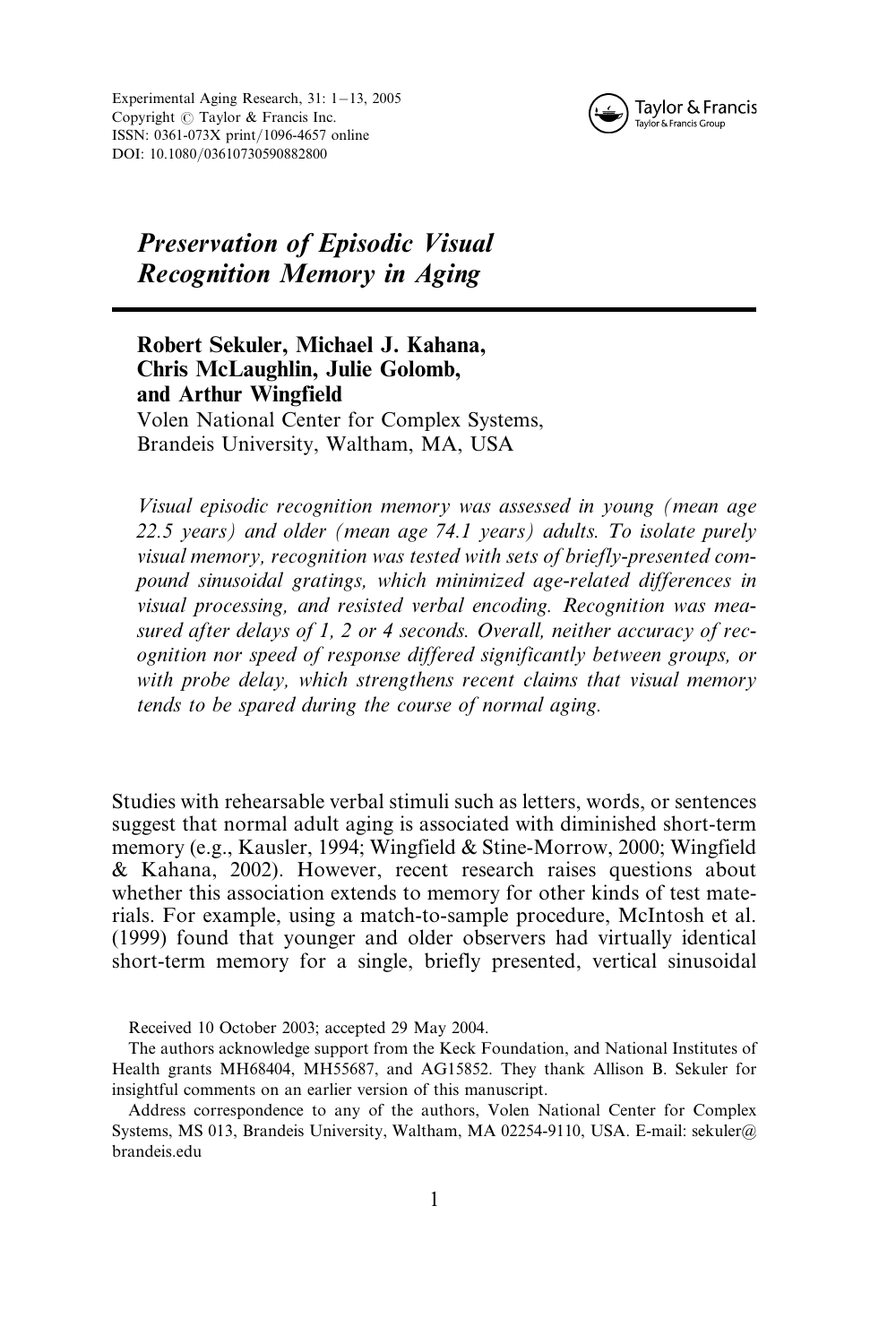# *Preservation of Episodic Visual Recognition Memory in Aging*

**Robert Sekuler, Michael J. Kahana, Chris McLaughlin, Julie Golomb, and Arthur Wingfield**
Volen National Center for Complex Systems, Brandeis University, Waltham, MA, USA

*Visual episodic recognition memory was assessed in young (mean age 22.5 years) and older (mean age 74.1 years) adults. To isolate purely visual memory, recognition was tested with sets of briefly-presented compound sinusoidal gratings, which minimized age-related differences in visual processing, and resisted verbal encoding. Recognition was measured after delays of 1, 2 or 4 seconds. Overall, neither accuracy of recognition nor speed of response differed significantly between groups, or with probe delay, which strengthens recent claims that visual memory tends to be spared during the course of normal aging.*

Studies with rehearsable verbal stimuli such as letters, words, or sentences suggest that normal adult aging is associated with diminished short-term memory (e.g., Kausler, 1994; Wingfield & Stine-Morrow, 2000; Wingfield & Kahana, 2002). However, recent research raises questions about whether this association extends to memory for other kinds of test materials. For example, using a match-to-sample procedure, McIntosh et al. (1999) found that younger and older observers had virtually identical short-term memory for a single, briefly presented, vertical sinusoidal

Received 10 October 2003; accepted 29 May 2004.

The authors acknowledge support from the Keck Foundation, and National Institutes of Health grants MH68404, MH55687, and AG15852. They thank Allison B. Sekuler for insightful comments on an earlier version of this manuscript.

Address correspondence to any of the authors, Volen National Center for Complex Systems, MS 013, Brandeis University, Waltham, MA 02254-9110, USA. E-mail: sekuler@brandeis.edu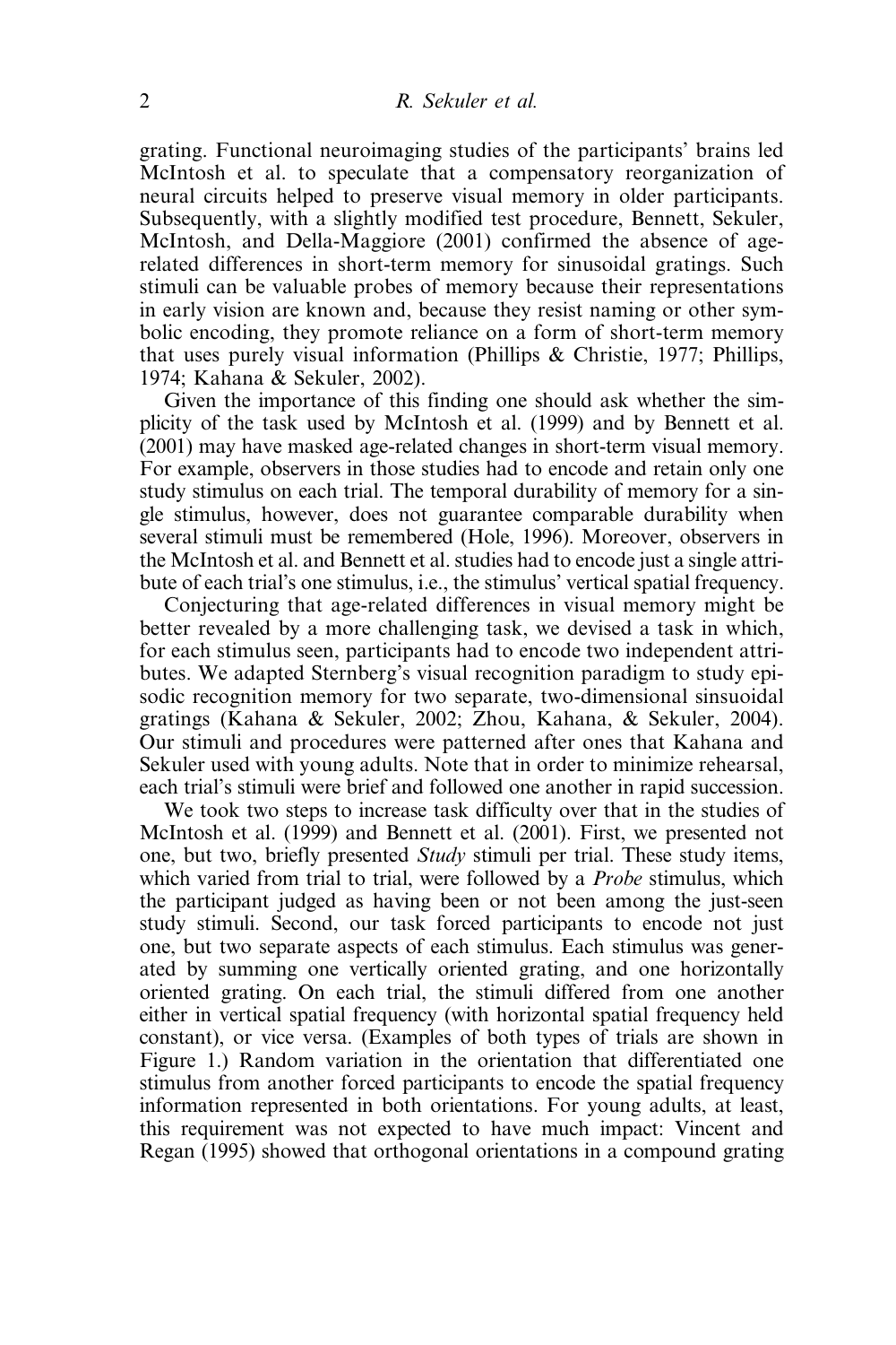grating. Functional neuroimaging studies of the participants' brains led McIntosh et al. to speculate that a compensatory reorganization of neural circuits helped to preserve visual memory in older participants. Subsequently, with a slightly modified test procedure, Bennett, Sekuler, McIntosh, and Della-Maggiore (2001) confirmed the absence of age-related differences in short-term memory for sinusoidal gratings. Such stimuli can be valuable probes of memory because their representations in early vision are known and, because they resist naming or other symbolic encoding, they promote reliance on a form of short-term memory that uses purely visual information (Phillips & Christie, 1977; Phillips, 1974; Kahana & Sekuler, 2002).

Given the importance of this finding one should ask whether the simplicity of the task used by McIntosh et al. (1999) and by Bennett et al. (2001) may have masked age-related changes in short-term visual memory. For example, observers in those studies had to encode and retain only one study stimulus on each trial. The temporal durability of memory for a single stimulus, however, does not guarantee comparable durability when several stimuli must be remembered (Hole, 1996). Moreover, observers in the McIntosh et al. and Bennett et al. studies had to encode just a single attribute of each trial's one stimulus, i.e., the stimulus' vertical spatial frequency.

Conjecturing that age-related differences in visual memory might be better revealed by a more challenging task, we devised a task in which, for each stimulus seen, participants had to encode two independent attributes. We adapted Sternberg's visual recognition paradigm to study episodic recognition memory for two separate, two-dimensional sinsuoidal gratings (Kahana & Sekuler, 2002; Zhou, Kahana, & Sekuler, 2004). Our stimuli and procedures were patterned after ones that Kahana and Sekuler used with young adults. Note that in order to minimize rehearsal, each trial's stimuli were brief and followed one another in rapid succession.

We took two steps to increase task difficulty over that in the studies of McIntosh et al. (1999) and Bennett et al. (2001). First, we presented not one, but two, briefly presented *Study* stimuli per trial. These study items, which varied from trial to trial, were followed by a *Probe* stimulus, which the participant judged as having been or not been among the just-seen study stimuli. Second, our task forced participants to encode not just one, but two separate aspects of each stimulus. Each stimulus was generated by summing one vertically oriented grating, and one horizontally oriented grating. On each trial, the stimuli differed from one another either in vertical spatial frequency (with horizontal spatial frequency held constant), or vice versa. (Examples of both types of trials are shown in Figure 1.) Random variation in the orientation that differentiated one stimulus from another forced participants to encode the spatial frequency information represented in both orientations. For young adults, at least, this requirement was not expected to have much impact: Vincent and Regan (1995) showed that orthogonal orientations in a compound grating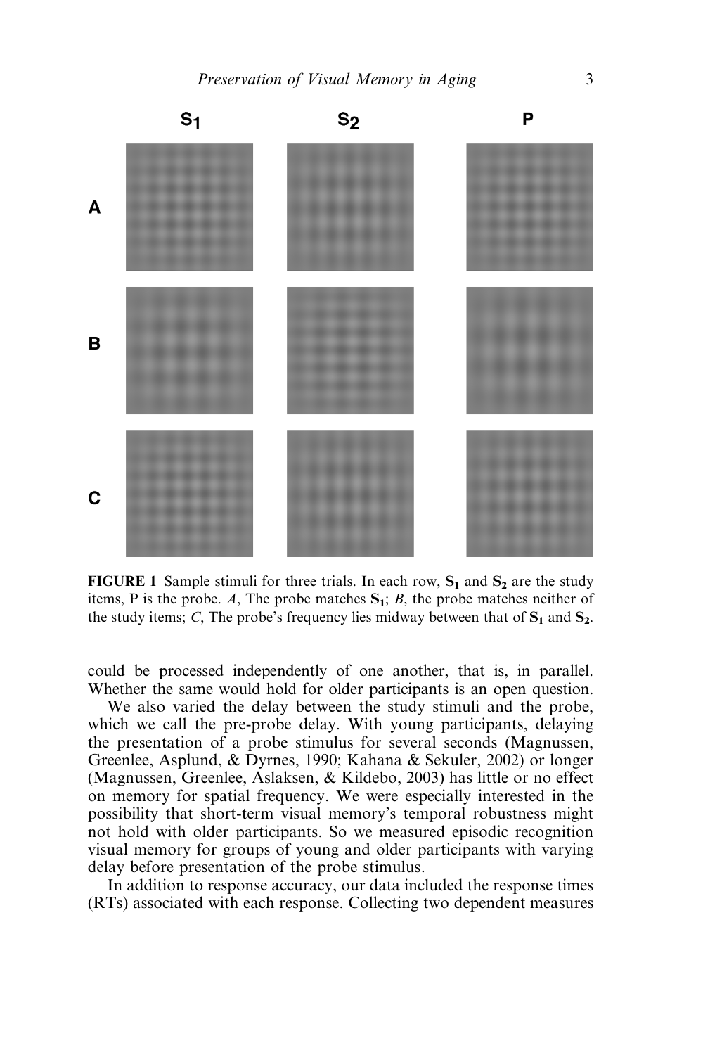**FIGURE 1** Sample stimuli for three trials. In each row, $\mathbf{S_1}$ and $\mathbf{S_2}$ are the study items, P is the probe. *A*, The probe matches $\mathbf{S_1}$; *B*, the probe matches neither of the study items; *C*, The probe's frequency lies midway between that of $\mathbf{S_1}$ and $\mathbf{S_2}$.

could be processed independently of one another, that is, in parallel. Whether the same would hold for older participants is an open question.

We also varied the delay between the study stimuli and the probe, which we call the pre-probe delay. With young participants, delaying the presentation of a probe stimulus for several seconds (Magnussen, Greenlee, Asplund, & Dyrnes, 1990; Kahana & Sekuler, 2002) or longer (Magnussen, Greenlee, Aslaksen, & Kildebo, 2003) has little or no effect on memory for spatial frequency. We were especially interested in the possibility that short-term visual memory's temporal robustness might not hold with older participants. So we measured episodic recognition visual memory for groups of young and older participants with varying delay before presentation of the probe stimulus.

In addition to response accuracy, our data included the response times (RTs) associated with each response. Collecting two dependent measures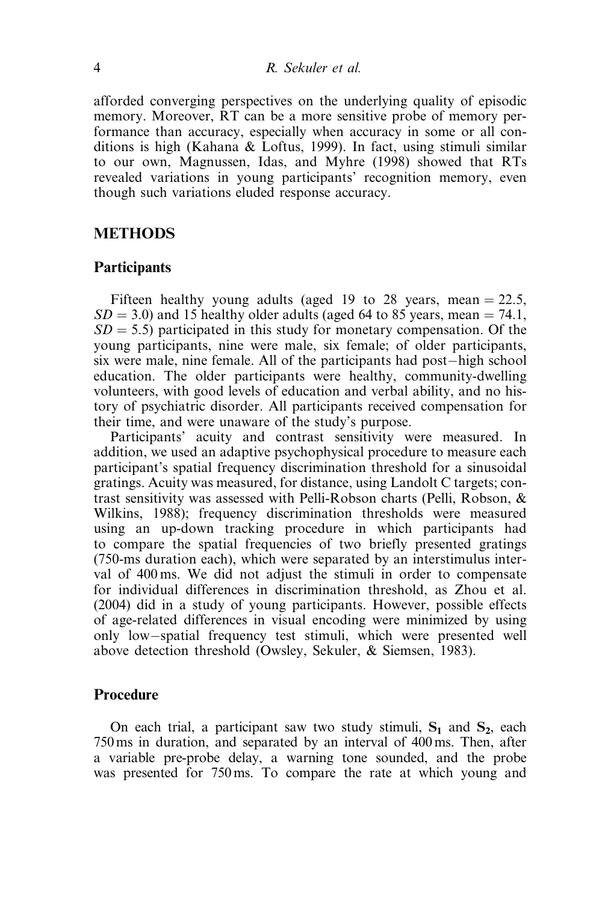afforded converging perspectives on the underlying quality of episodic memory. Moreover, RT can be a more sensitive probe of memory performance than accuracy, especially when accuracy in some or all conditions is high (Kahana & Loftus, 1999). In fact, using stimuli similar to our own, Magnussen, Idas, and Myhre (1998) showed that RTs revealed variations in young participants' recognition memory, even though such variations eluded response accuracy.

## METHODS

### Participants

Fifteen healthy young adults (aged 19 to 28 years, mean = 22.5, *SD* = 3.0) and 15 healthy older adults (aged 64 to 85 years, mean = 74.1, *SD* = 5.5) participated in this study for monetary compensation. Of the young participants, nine were male, six female; of older participants, six were male, nine female. All of the participants had post–high school education. The older participants were healthy, community-dwelling volunteers, with good levels of education and verbal ability, and no history of psychiatric disorder. All participants received compensation for their time, and were unaware of the study's purpose.

Participants' acuity and contrast sensitivity were measured. In addition, we used an adaptive psychophysical procedure to measure each participant's spatial frequency discrimination threshold for a sinusoidal gratings. Acuity was measured, for distance, using Landolt C targets; contrast sensitivity was assessed with Pelli-Robson charts (Pelli, Robson, & Wilkins, 1988); frequency discrimination thresholds were measured using an up-down tracking procedure in which participants had to compare the spatial frequencies of two briefly presented gratings (750-ms duration each), which were separated by an interstimulus interval of 400 ms. We did not adjust the stimuli in order to compensate for individual differences in discrimination threshold, as Zhou et al. (2004) did in a study of young participants. However, possible effects of age-related differences in visual encoding were minimized by using only low–spatial frequency test stimuli, which were presented well above detection threshold (Owsley, Sekuler, & Siemsen, 1983).

### Procedure

On each trial, a participant saw two study stimuli, $\mathbf{S_1}$ and $\mathbf{S_2}$, each 750 ms in duration, and separated by an interval of 400 ms. Then, after a variable pre-probe delay, a warning tone sounded, and the probe was presented for 750 ms. To compare the rate at which young and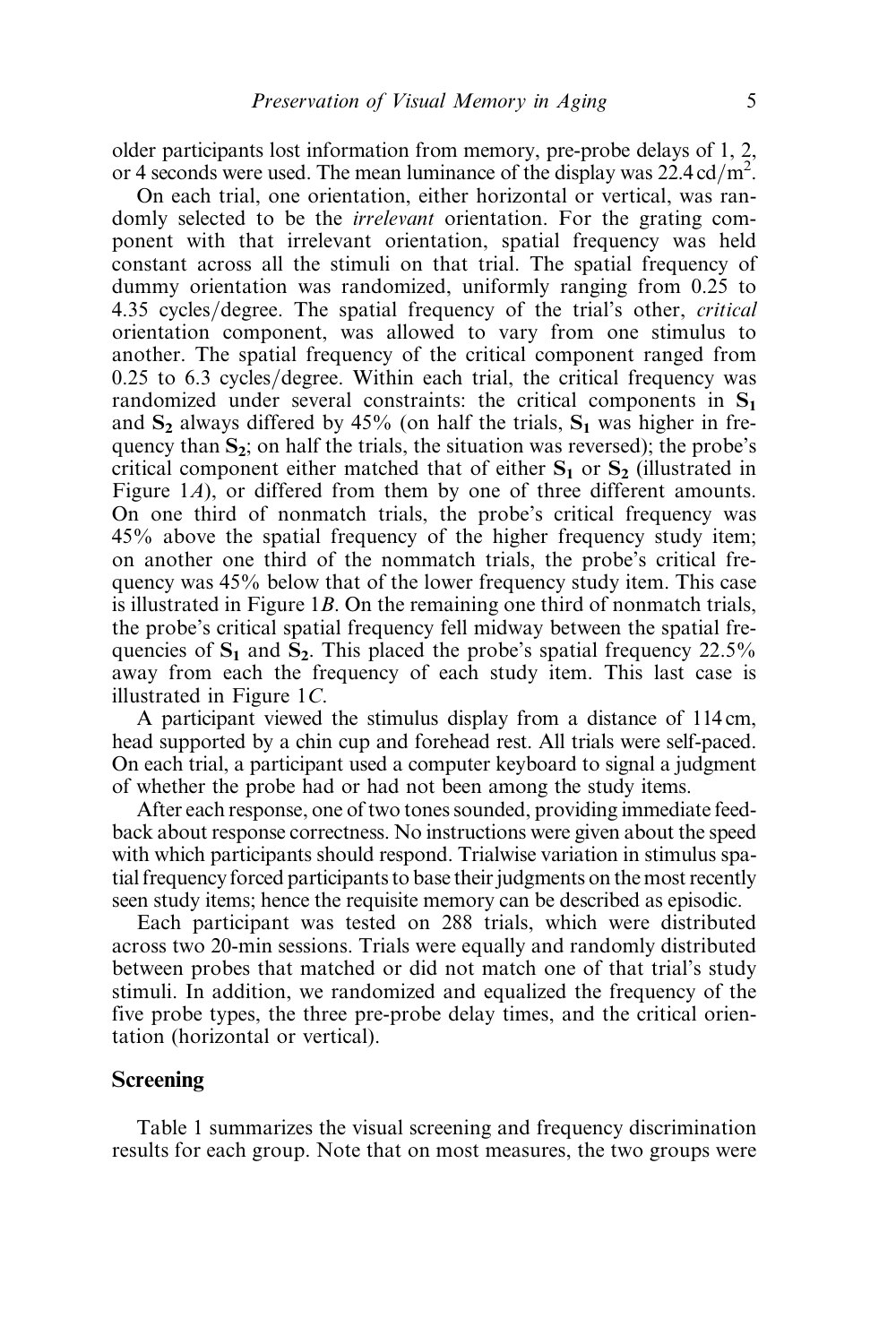older participants lost information from memory, pre-probe delays of 1, 2, or 4 seconds were used. The mean luminance of the display was $22.4\,\mathrm{cd/m^2}$.

On each trial, one orientation, either horizontal or vertical, was randomly selected to be the *irrelevant* orientation. For the grating component with that irrelevant orientation, spatial frequency was held constant across all the stimuli on that trial. The spatial frequency of dummy orientation was randomized, uniformly ranging from 0.25 to 4.35 cycles/degree. The spatial frequency of the trial's other, *critical* orientation component, was allowed to vary from one stimulus to another. The spatial frequency of the critical component ranged from 0.25 to 6.3 cycles/degree. Within each trial, the critical frequency was randomized under several constraints: the critical components in $\mathbf{S_1}$ and $\mathbf{S_2}$ always differed by 45% (on half the trials, $\mathbf{S_1}$ was higher in frequency than $\mathbf{S_2}$; on half the trials, the situation was reversed); the probe's critical component either matched that of either $\mathbf{S_1}$ or $\mathbf{S_2}$ (illustrated in Figure 1*A*), or differed from them by one of three different amounts. On one third of nonmatch trials, the probe's critical frequency was 45% above the spatial frequency of the higher frequency study item; on another one third of the nommatch trials, the probe's critical frequency was 45% below that of the lower frequency study item. This case is illustrated in Figure 1*B*. On the remaining one third of nonmatch trials, the probe's critical spatial frequency fell midway between the spatial frequencies of $\mathbf{S_1}$ and $\mathbf{S_2}$. This placed the probe's spatial frequency 22.5% away from each the frequency of each study item. This last case is illustrated in Figure 1*C*.

A participant viewed the stimulus display from a distance of 114 cm, head supported by a chin cup and forehead rest. All trials were self-paced. On each trial, a participant used a computer keyboard to signal a judgment of whether the probe had or had not been among the study items.

After each response, one of two tones sounded, providing immediate feedback about response correctness. No instructions were given about the speed with which participants should respond. Trialwise variation in stimulus spatial frequency forced participants to base their judgments on the most recently seen study items; hence the requisite memory can be described as episodic.

Each participant was tested on 288 trials, which were distributed across two 20-min sessions. Trials were equally and randomly distributed between probes that matched or did not match one of that trial's study stimuli. In addition, we randomized and equalized the frequency of the five probe types, the three pre-probe delay times, and the critical orientation (horizontal or vertical).

## Screening

Table 1 summarizes the visual screening and frequency discrimination results for each group. Note that on most measures, the two groups were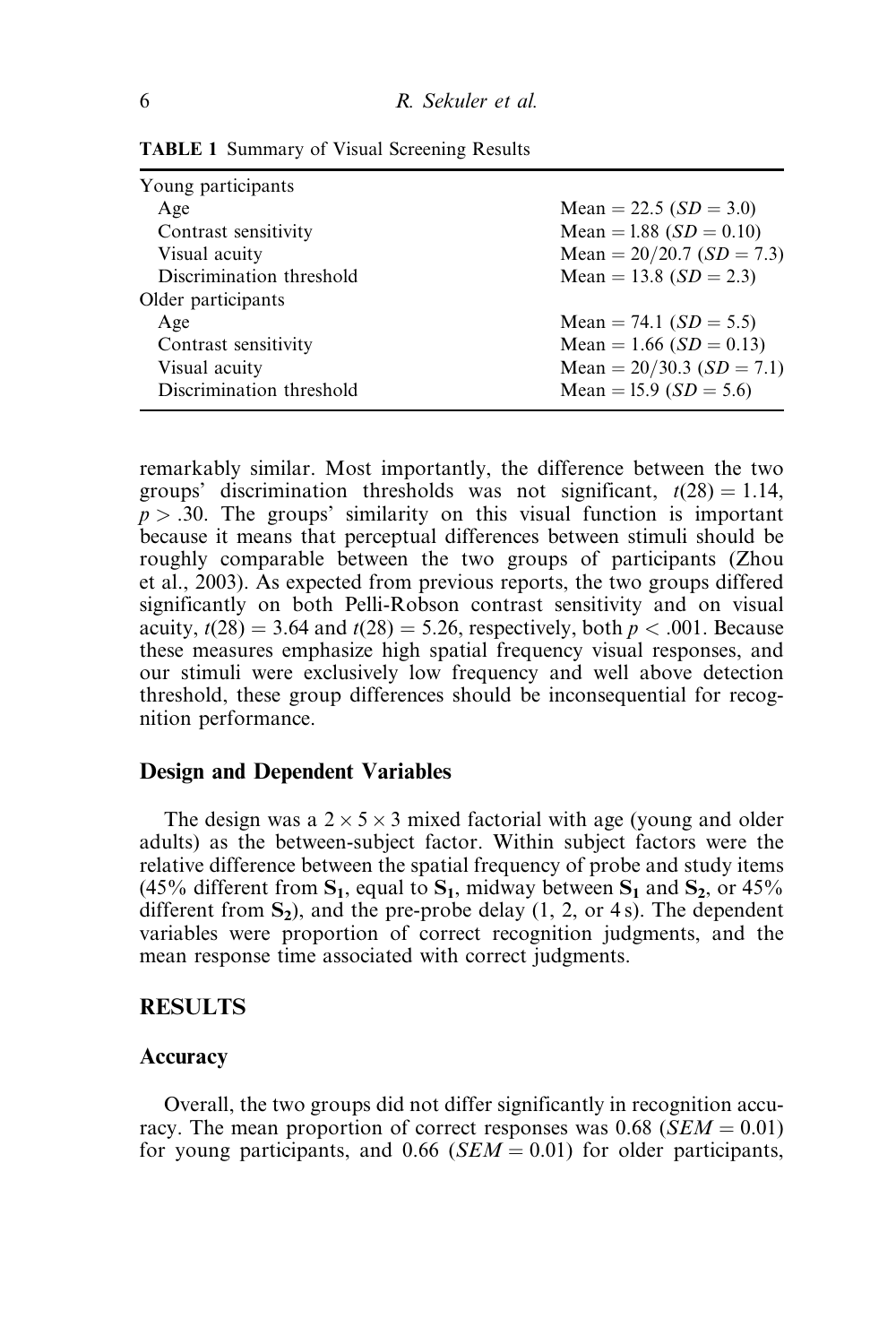**TABLE 1** Summary of Visual Screening Results

| | |
|---|---|
| Young participants | |
| Age | Mean = 22.5 ($SD$ = 3.0) |
| Contrast sensitivity | Mean = 1.88 ($SD$ = 0.10) |
| Visual acuity | Mean = 20/20.7 ($SD$ = 7.3) |
| Discrimination threshold | Mean = 13.8 ($SD$ = 2.3) |
| Older participants | |
| Age | Mean = 74.1 ($SD$ = 5.5) |
| Contrast sensitivity | Mean = 1.66 ($SD$ = 0.13) |
| Visual acuity | Mean = 20/30.3 ($SD$ = 7.1) |
| Discrimination threshold | Mean = 15.9 ($SD$ = 5.6) |

remarkably similar. Most importantly, the difference between the two groups' discrimination thresholds was not significant, $t(28) = 1.14$, $p > .30$. The groups' similarity on this visual function is important because it means that perceptual differences between stimuli should be roughly comparable between the two groups of participants (Zhou et al., 2003). As expected from previous reports, the two groups differed significantly on both Pelli-Robson contrast sensitivity and on visual acuity, $t(28) = 3.64$ and $t(28) = 5.26$, respectively, both $p < .001$. Because these measures emphasize high spatial frequency visual responses, and our stimuli were exclusively low frequency and well above detection threshold, these group differences should be inconsequential for recognition performance.

## Design and Dependent Variables

The design was a $2 \times 5 \times 3$ mixed factorial with age (young and older adults) as the between-subject factor. Within subject factors were the relative difference between the spatial frequency of probe and study items (45% different from $\mathbf{S_1}$, equal to $\mathbf{S_1}$, midway between $\mathbf{S_1}$ and $\mathbf{S_2}$, or 45% different from $\mathbf{S_2}$), and the pre-probe delay (1, 2, or 4 s). The dependent variables were proportion of correct recognition judgments, and the mean response time associated with correct judgments.

# RESULTS

## Accuracy

Overall, the two groups did not differ significantly in recognition accuracy. The mean proportion of correct responses was 0.68 ($SEM = 0.01$) for young participants, and 0.66 ($SEM = 0.01$) for older participants,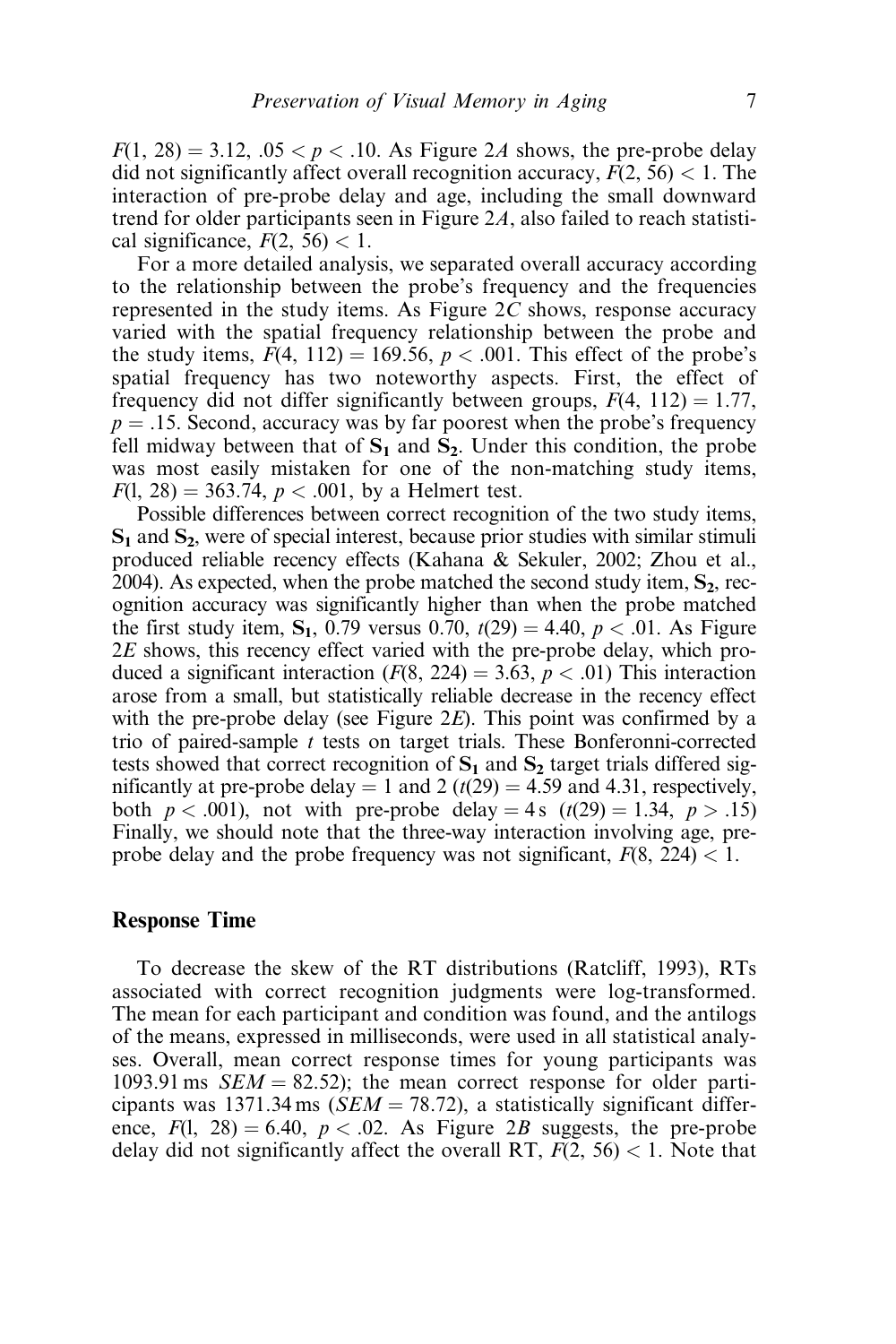$F(1, 28) = 3.12$, $.05 < p < .10$. As Figure 2*A* shows, the pre-probe delay did not significantly affect overall recognition accuracy, $F(2, 56) < 1$. The interaction of pre-probe delay and age, including the small downward trend for older participants seen in Figure 2*A*, also failed to reach statistical significance, $F(2, 56) < 1$.

For a more detailed analysis, we separated overall accuracy according to the relationship between the probe's frequency and the frequencies represented in the study items. As Figure 2*C* shows, response accuracy varied with the spatial frequency relationship between the probe and the study items, $F(4, 112) = 169.56$, $p < .001$. This effect of the probe's spatial frequency has two noteworthy aspects. First, the effect of frequency did not differ significantly between groups, $F(4, 112) = 1.77$, $p = .15$. Second, accuracy was by far poorest when the probe's frequency fell midway between that of $\mathbf{S_1}$ and $\mathbf{S_2}$. Under this condition, the probe was most easily mistaken for one of the non-matching study items, $F(1, 28) = 363.74$, $p < .001$, by a Helmert test.

Possible differences between correct recognition of the two study items, $\mathbf{S_1}$ and $\mathbf{S_2}$, were of special interest, because prior studies with similar stimuli produced reliable recency effects (Kahana & Sekuler, 2002; Zhou et al., 2004). As expected, when the probe matched the second study item, $\mathbf{S_2}$, recognition accuracy was significantly higher than when the probe matched the first study item, $\mathbf{S_1}$, 0.79 versus 0.70, $t(29) = 4.40$, $p < .01$. As Figure 2*E* shows, this recency effect varied with the pre-probe delay, which produced a significant interaction ($F(8, 224) = 3.63$, $p < .01$) This interaction arose from a small, but statistically reliable decrease in the recency effect with the pre-probe delay (see Figure 2*E*). This point was confirmed by a trio of paired-sample *t* tests on target trials. These Bonferonni-corrected tests showed that correct recognition of $\mathbf{S_1}$ and $\mathbf{S_2}$ target trials differed significantly at pre-probe delay = 1 and 2 ($t(29) = 4.59$ and 4.31, respectively, both $p < .001$), not with pre-probe delay = 4 s ($t(29) = 1.34$, $p > .15$) Finally, we should note that the three-way interaction involving age, pre-probe delay and the probe frequency was not significant, $F(8, 224) < 1$.

## Response Time

To decrease the skew of the RT distributions (Ratcliff, 1993), RTs associated with correct recognition judgments were log-transformed. The mean for each participant and condition was found, and the antilogs of the means, expressed in milliseconds, were used in all statistical analyses. Overall, mean correct response times for young participants was 1093.91 ms $SEM = 82.52$); the mean correct response for older participants was 1371.34 ms ($SEM = 78.72$), a statistically significant difference, $F(1, 28) = 6.40$, $p < .02$. As Figure 2*B* suggests, the pre-probe delay did not significantly affect the overall RT, $F(2, 56) < 1$. Note that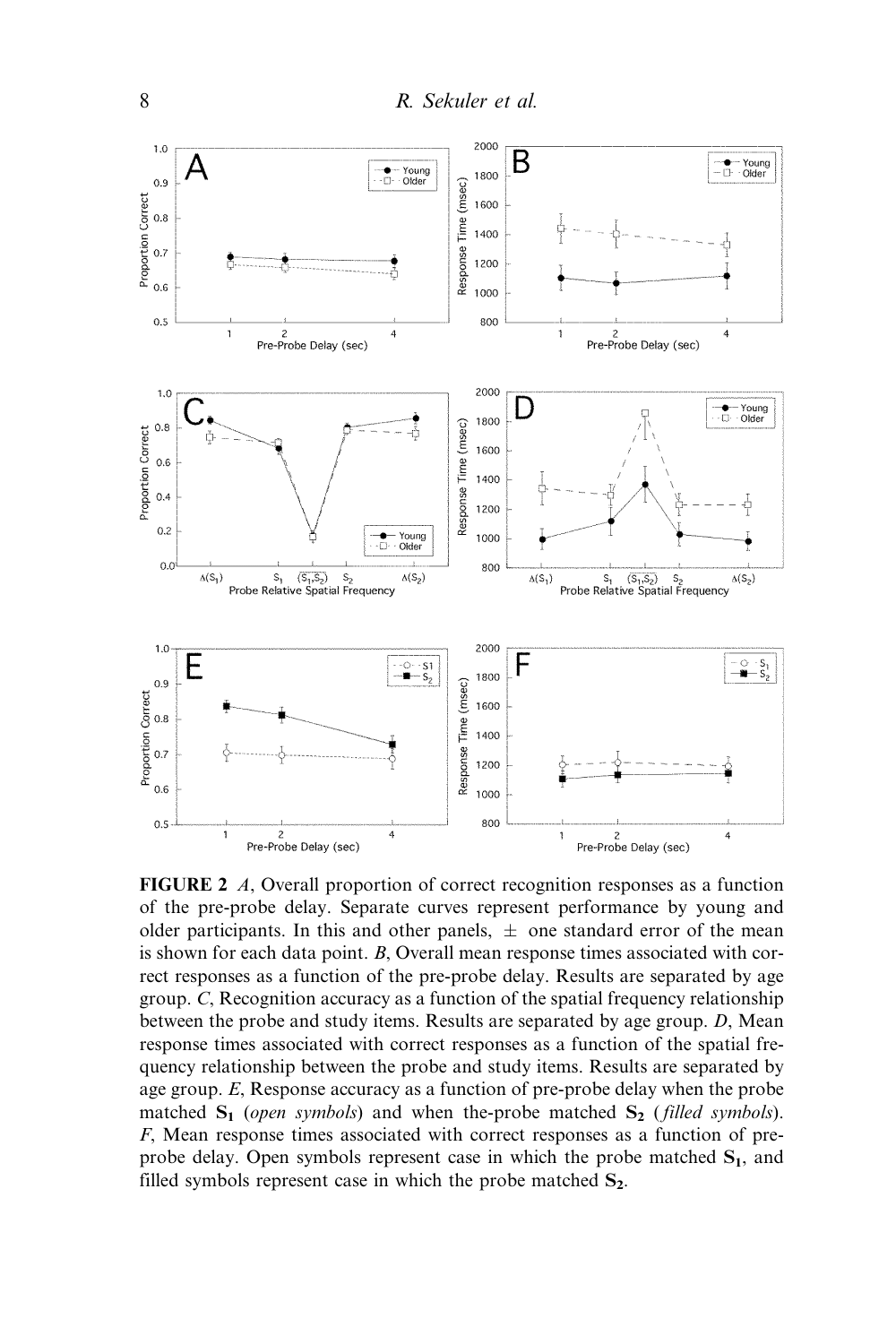**FIGURE 2** *A*, Overall proportion of correct recognition responses as a function of the pre-probe delay. Separate curves represent performance by young and older participants. In this and other panels, ± one standard error of the mean is shown for each data point. *B*, Overall mean response times associated with correct responses as a function of the pre-probe delay. Results are separated by age group. *C*, Recognition accuracy as a function of the spatial frequency relationship between the probe and study items. Results are separated by age group. *D*, Mean response times associated with correct responses as a function of the spatial frequency relationship between the probe and study items. Results are separated by age group. *E*, Response accuracy as a function of pre-probe delay when the probe matched $\mathbf{S_1}$ (*open symbols*) and when the-probe matched $\mathbf{S_2}$ (*filled symbols*). *F*, Mean response times associated with correct responses as a function of pre-probe delay. Open symbols represent case in which the probe matched $\mathbf{S_1}$, and filled symbols represent case in which the probe matched $\mathbf{S_2}$.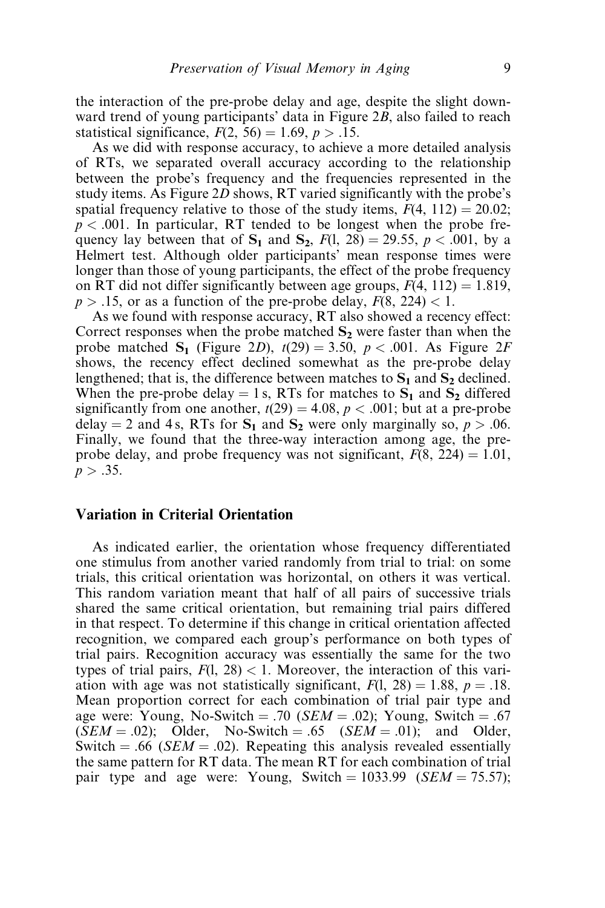the interaction of the pre-probe delay and age, despite the slight downward trend of young participants' data in Figure 2*B*, also failed to reach statistical significance, $F(2, 56) = 1.69$, $p > .15$.

As we did with response accuracy, to achieve a more detailed analysis of RTs, we separated overall accuracy according to the relationship between the probe's frequency and the frequencies represented in the study items. As Figure 2*D* shows, RT varied significantly with the probe's spatial frequency relative to those of the study items, $F(4, 112) = 20.02$; $p < .001$. In particular, RT tended to be longest when the probe frequency lay between that of $\mathbf{S_1}$ and $\mathbf{S_2}$, $F(1, 28) = 29.55$, $p < .001$, by a Helmert test. Although older participants' mean response times were longer than those of young participants, the effect of the probe frequency on RT did not differ significantly between age groups, $F(4, 112) = 1.819$, $p > .15$, or as a function of the pre-probe delay, $F(8, 224) < 1$.

As we found with response accuracy, RT also showed a recency effect: Correct responses when the probe matched $\mathbf{S_2}$ were faster than when the probe matched $\mathbf{S_1}$ (Figure 2*D*), $t(29) = 3.50$, $p < .001$. As Figure 2*F* shows, the recency effect declined somewhat as the pre-probe delay lengthened; that is, the difference between matches to $\mathbf{S_1}$ and $\mathbf{S_2}$ declined. When the pre-probe delay = 1 s, RTs for matches to $\mathbf{S_1}$ and $\mathbf{S_2}$ differed significantly from one another, $t(29) = 4.08$, $p < .001$; but at a pre-probe delay = 2 and 4 s, RTs for $\mathbf{S_1}$ and $\mathbf{S_2}$ were only marginally so, $p > .06$. Finally, we found that the three-way interaction among age, the pre-probe delay, and probe frequency was not significant, $F(8, 224) = 1.01$, $p > .35$.

## Variation in Criterial Orientation

As indicated earlier, the orientation whose frequency differentiated one stimulus from another varied randomly from trial to trial: on some trials, this critical orientation was horizontal, on others it was vertical. This random variation meant that half of all pairs of successive trials shared the same critical orientation, but remaining trial pairs differed in that respect. To determine if this change in critical orientation affected recognition, we compared each group's performance on both types of trial pairs. Recognition accuracy was essentially the same for the two types of trial pairs, $F(1, 28) < 1$. Moreover, the interaction of this variation with age was not statistically significant, $F(1, 28) = 1.88$, $p = .18$. Mean proportion correct for each combination of trial pair type and age were: Young, No-Switch = .70 ($SEM = .02$); Young, Switch = .67 ($SEM = .02$); Older, No-Switch = .65 ($SEM = .01$); and Older, Switch = .66 ($SEM = .02$). Repeating this analysis revealed essentially the same pattern for RT data. The mean RT for each combination of trial pair type and age were: Young, Switch = 1033.99 ($SEM = 75.57$);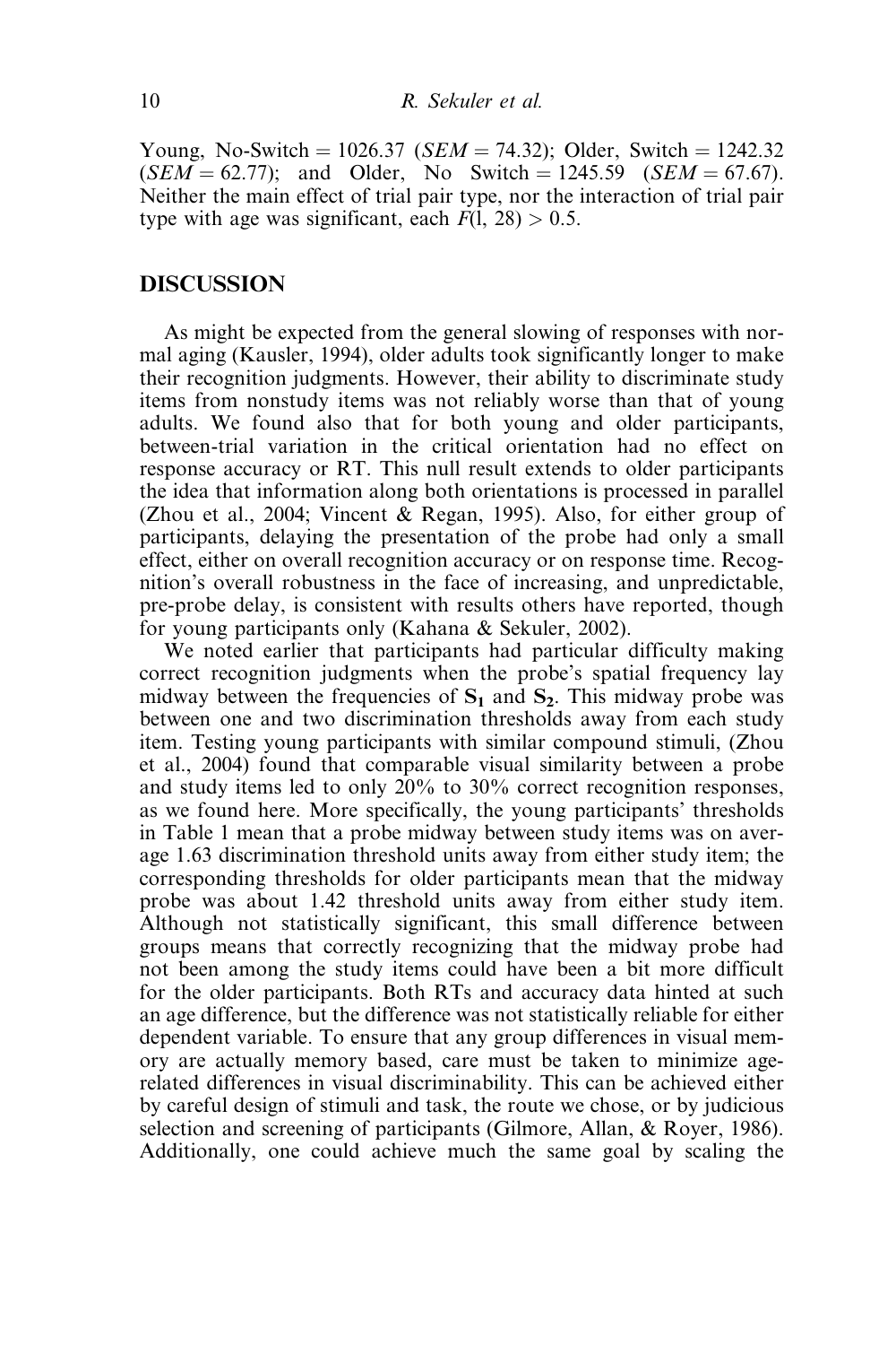Young, No-Switch = 1026.37 (*SEM* = 74.32); Older, Switch = 1242.32 (*SEM* = 62.77); and Older, No Switch = 1245.59 (*SEM* = 67.67). Neither the main effect of trial pair type, nor the interaction of trial pair type with age was significant, each $F(1, 28) > 0.5$.

## DISCUSSION

As might be expected from the general slowing of responses with normal aging (Kausler, 1994), older adults took significantly longer to make their recognition judgments. However, their ability to discriminate study items from nonstudy items was not reliably worse than that of young adults. We found also that for both young and older participants, between-trial variation in the critical orientation had no effect on response accuracy or RT. This null result extends to older participants the idea that information along both orientations is processed in parallel (Zhou et al., 2004; Vincent & Regan, 1995). Also, for either group of participants, delaying the presentation of the probe had only a small effect, either on overall recognition accuracy or on response time. Recognition's overall robustness in the face of increasing, and unpredictable, pre-probe delay, is consistent with results others have reported, though for young participants only (Kahana & Sekuler, 2002).

We noted earlier that participants had particular difficulty making correct recognition judgments when the probe's spatial frequency lay midway between the frequencies of $\mathbf{S_1}$ and $\mathbf{S_2}$. This midway probe was between one and two discrimination thresholds away from each study item. Testing young participants with similar compound stimuli, (Zhou et al., 2004) found that comparable visual similarity between a probe and study items led to only 20% to 30% correct recognition responses, as we found here. More specifically, the young participants' thresholds in Table 1 mean that a probe midway between study items was on average 1.63 discrimination threshold units away from either study item; the corresponding thresholds for older participants mean that the midway probe was about 1.42 threshold units away from either study item. Although not statistically significant, this small difference between groups means that correctly recognizing that the midway probe had not been among the study items could have been a bit more difficult for the older participants. Both RTs and accuracy data hinted at such an age difference, but the difference was not statistically reliable for either dependent variable. To ensure that any group differences in visual memory are actually memory based, care must be taken to minimize age-related differences in visual discriminability. This can be achieved either by careful design of stimuli and task, the route we chose, or by judicious selection and screening of participants (Gilmore, Allan, & Royer, 1986). Additionally, one could achieve much the same goal by scaling the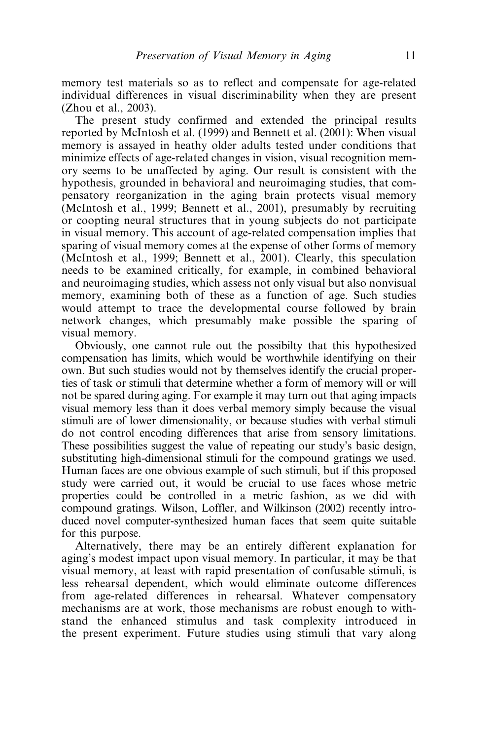memory test materials so as to reflect and compensate for age-related individual differences in visual discriminability when they are present (Zhou et al., 2003).

The present study confirmed and extended the principal results reported by McIntosh et al. (1999) and Bennett et al. (2001): When visual memory is assayed in heathy older adults tested under conditions that minimize effects of age-related changes in vision, visual recognition memory seems to be unaffected by aging. Our result is consistent with the hypothesis, grounded in behavioral and neuroimaging studies, that compensatory reorganization in the aging brain protects visual memory (McIntosh et al., 1999; Bennett et al., 2001), presumably by recruiting or coopting neural structures that in young subjects do not participate in visual memory. This account of age-related compensation implies that sparing of visual memory comes at the expense of other forms of memory (McIntosh et al., 1999; Bennett et al., 2001). Clearly, this speculation needs to be examined critically, for example, in combined behavioral and neuroimaging studies, which assess not only visual but also nonvisual memory, examining both of these as a function of age. Such studies would attempt to trace the developmental course followed by brain network changes, which presumably make possible the sparing of visual memory.

Obviously, one cannot rule out the possibilty that this hypothesized compensation has limits, which would be worthwhile identifying on their own. But such studies would not by themselves identify the crucial properties of task or stimuli that determine whether a form of memory will or will not be spared during aging. For example it may turn out that aging impacts visual memory less than it does verbal memory simply because the visual stimuli are of lower dimensionality, or because studies with verbal stimuli do not control encoding differences that arise from sensory limitations. These possibilities suggest the value of repeating our study's basic design, substituting high-dimensional stimuli for the compound gratings we used. Human faces are one obvious example of such stimuli, but if this proposed study were carried out, it would be crucial to use faces whose metric properties could be controlled in a metric fashion, as we did with compound gratings. Wilson, Loffler, and Wilkinson (2002) recently introduced novel computer-synthesized human faces that seem quite suitable for this purpose.

Alternatively, there may be an entirely different explanation for aging's modest impact upon visual memory. In particular, it may be that visual memory, at least with rapid presentation of confusable stimuli, is less rehearsal dependent, which would eliminate outcome differences from age-related differences in rehearsal. Whatever compensatory mechanisms are at work, those mechanisms are robust enough to withstand the enhanced stimulus and task complexity introduced in the present experiment. Future studies using stimuli that vary along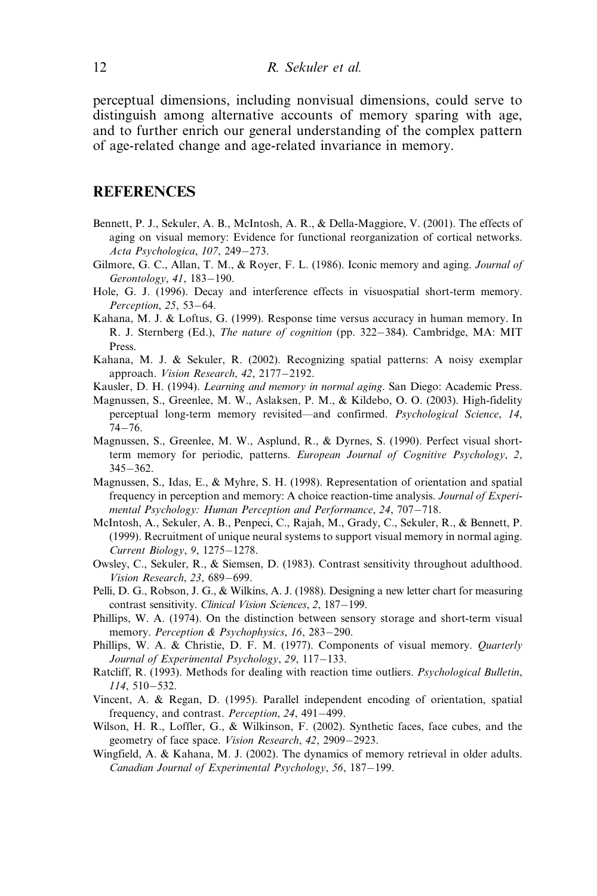perceptual dimensions, including nonvisual dimensions, could serve to distinguish among alternative accounts of memory sparing with age, and to further enrich our general understanding of the complex pattern of age-related change and age-related invariance in memory.

## REFERENCES

Bennett, P. J., Sekuler, A. B., McIntosh, A. R., & Della-Maggiore, V. (2001). The effects of aging on visual memory: Evidence for functional reorganization of cortical networks. *Acta Psychologica*, *107*, 249–273.

Gilmore, G. C., Allan, T. M., & Royer, F. L. (1986). Iconic memory and aging. *Journal of Gerontology*, *41*, 183–190.

Hole, G. J. (1996). Decay and interference effects in visuospatial short-term memory. *Perception*, *25*, 53–64.

Kahana, M. J. & Loftus, G. (1999). Response time versus accuracy in human memory. In R. J. Sternberg (Ed.), *The nature of cognition* (pp. 322–384). Cambridge, MA: MIT Press.

Kahana, M. J. & Sekuler, R. (2002). Recognizing spatial patterns: A noisy exemplar approach. *Vision Research*, *42*, 2177–2192.

Kausler, D. H. (1994). *Learning and memory in normal aging*. San Diego: Academic Press.

Magnussen, S., Greenlee, M. W., Aslaksen, P. M., & Kildebo, O. O. (2003). High-fidelity perceptual long-term memory revisited—and confirmed. *Psychological Science*, *14*, 74–76.

Magnussen, S., Greenlee, M. W., Asplund, R., & Dyrnes, S. (1990). Perfect visual short-term memory for periodic, patterns. *European Journal of Cognitive Psychology*, *2*, 345–362.

Magnussen, S., Idas, E., & Myhre, S. H. (1998). Representation of orientation and spatial frequency in perception and memory: A choice reaction-time analysis. *Journal of Experimental Psychology: Human Perception and Performance*, *24*, 707–718.

McIntosh, A., Sekuler, A. B., Penpeci, C., Rajah, M., Grady, C., Sekuler, R., & Bennett, P. (1999). Recruitment of unique neural systems to support visual memory in normal aging. *Current Biology*, *9*, 1275–1278.

Owsley, C., Sekuler, R., & Siemsen, D. (1983). Contrast sensitivity throughout adulthood. *Vision Research*, *23*, 689–699.

Pelli, D. G., Robson, J. G., & Wilkins, A. J. (1988). Designing a new letter chart for measuring contrast sensitivity. *Clinical Vision Sciences*, *2*, 187–199.

Phillips, W. A. (1974). On the distinction between sensory storage and short-term visual memory. *Perception & Psychophysics*, *16*, 283–290.

Phillips, W. A. & Christie, D. F. M. (1977). Components of visual memory. *Quarterly Journal of Experimental Psychology*, *29*, 117–133.

Ratcliff, R. (1993). Methods for dealing with reaction time outliers. *Psychological Bulletin*, *114*, 510–532.

Vincent, A. & Regan, D. (1995). Parallel independent encoding of orientation, spatial frequency, and contrast. *Perception*, *24*, 491–499.

Wilson, H. R., Loffler, G., & Wilkinson, F. (2002). Synthetic faces, face cubes, and the geometry of face space. *Vision Research*, *42*, 2909–2923.

Wingfield, A. & Kahana, M. J. (2002). The dynamics of memory retrieval in older adults. *Canadian Journal of Experimental Psychology*, *56*, 187–199.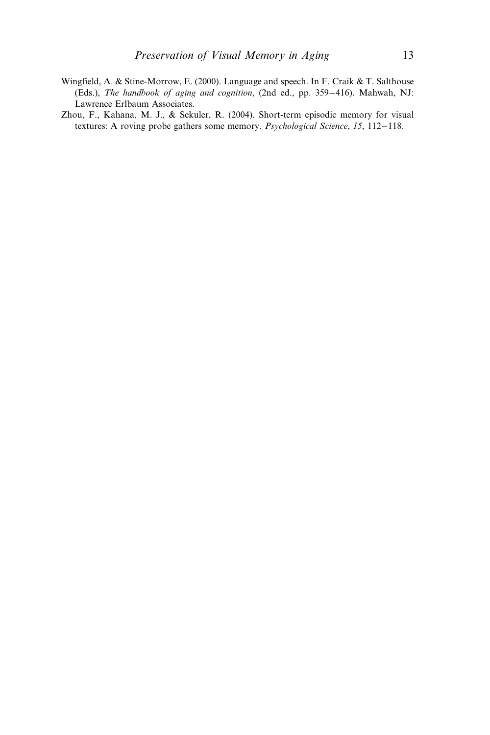Wingfield, A. & Stine-Morrow, E. (2000). Language and speech. In F. Craik & T. Salthouse (Eds.), *The handbook of aging and cognition*, (2nd ed., pp. 359–416). Mahwah, NJ: Lawrence Erlbaum Associates.

Zhou, F., Kahana, M. J., & Sekuler, R. (2004). Short-term episodic memory for visual textures: A roving probe gathers some memory. *Psychological Science*, *15*, 112–118.